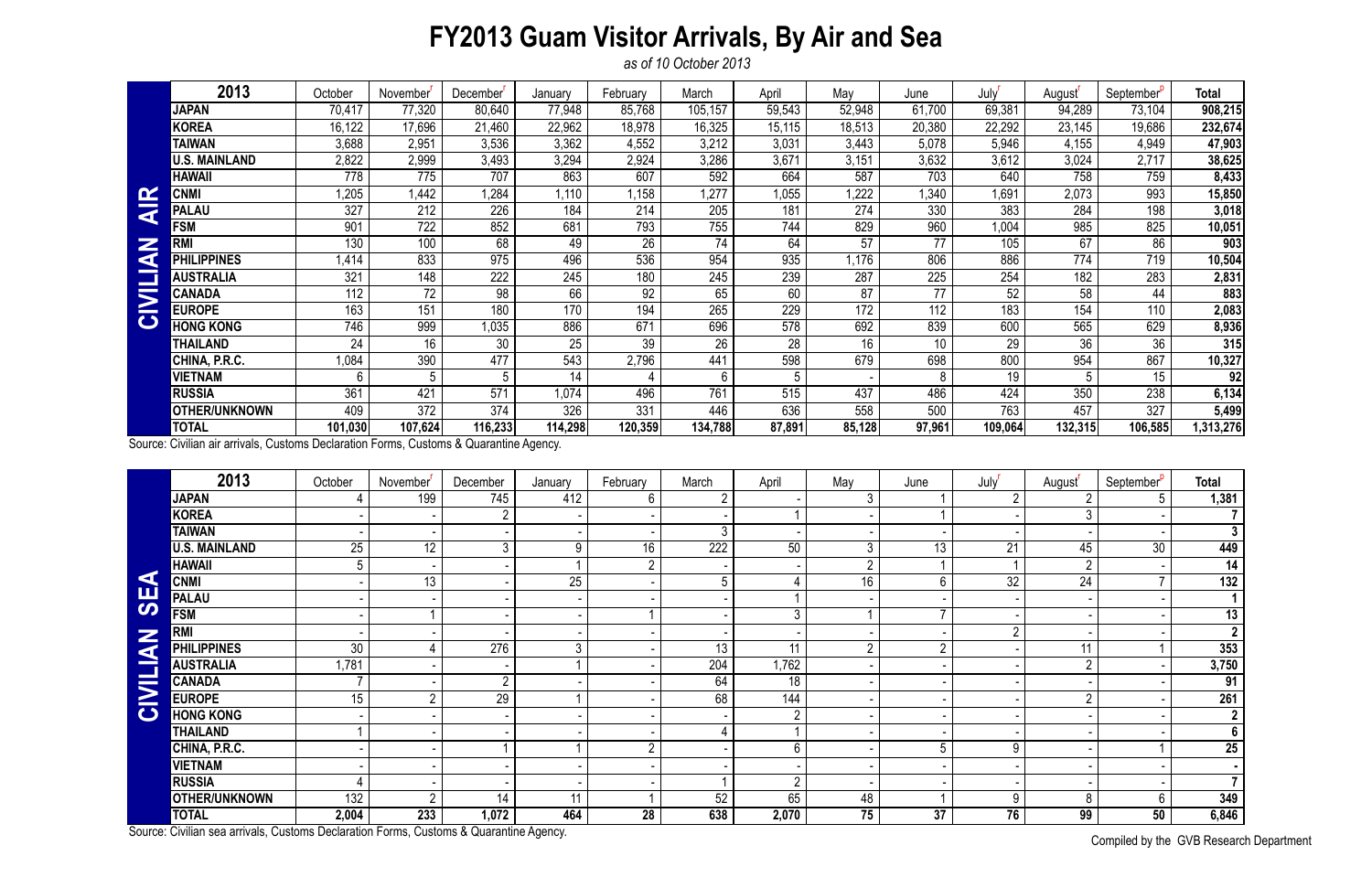# FY2013 Guam Visitor Arrivals, By Air and Sea

*as of 10 October 2013*

**CIVILIAN AIR**

| 2013 | October | November[r] | December[r] | January | February | March | April | May | June | July[r] | August[r] | September[p] | Total |
|---|---|---|---|---|---|---|---|---|---|---|---|---|---|
| JAPAN | 70,417 | 77,320 | 80,640 | 77,948 | 85,768 | 105,157 | 59,543 | 52,948 | 61,700 | 69,381 | 94,289 | 73,104 | 908,215 |
| KOREA | 16,122 | 17,696 | 21,460 | 22,962 | 18,978 | 16,325 | 15,115 | 18,513 | 20,380 | 22,292 | 23,145 | 19,686 | 232,674 |
| TAIWAN | 3,688 | 2,951 | 3,536 | 3,362 | 4,552 | 3,212 | 3,031 | 3,443 | 5,078 | 5,946 | 4,155 | 4,949 | 47,903 |
| U.S. MAINLAND | 2,822 | 2,999 | 3,493 | 3,294 | 2,924 | 3,286 | 3,671 | 3,151 | 3,632 | 3,612 | 3,024 | 2,717 | 38,625 |
| HAWAII | 778 | 775 | 707 | 863 | 607 | 592 | 664 | 587 | 703 | 640 | 758 | 759 | 8,433 |
| CNMI | 1,205 | 1,442 | 1,284 | 1,110 | 1,158 | 1,277 | 1,055 | 1,222 | 1,340 | 1,691 | 2,073 | 993 | 15,850 |
| PALAU | 327 | 212 | 226 | 184 | 214 | 205 | 181 | 274 | 330 | 383 | 284 | 198 | 3,018 |
| FSM | 901 | 722 | 852 | 681 | 793 | 755 | 744 | 829 | 960 | 1,004 | 985 | 825 | 10,051 |
| RMI | 130 | 100 | 68 | 49 | 26 | 74 | 64 | 57 | 77 | 105 | 67 | 86 | 903 |
| PHILIPPINES | 1,414 | 833 | 975 | 496 | 536 | 954 | 935 | 1,176 | 806 | 886 | 774 | 719 | 10,504 |
| AUSTRALIA | 321 | 148 | 222 | 245 | 180 | 245 | 239 | 287 | 225 | 254 | 182 | 283 | 2,831 |
| CANADA | 112 | 72 | 98 | 66 | 92 | 65 | 60 | 87 | 77 | 52 | 58 | 44 | 883 |
| EUROPE | 163 | 151 | 180 | 170 | 194 | 265 | 229 | 172 | 112 | 183 | 154 | 110 | 2,083 |
| HONG KONG | 746 | 999 | 1,035 | 886 | 671 | 696 | 578 | 692 | 839 | 600 | 565 | 629 | 8,936 |
| THAILAND | 24 | 16 | 30 | 25 | 39 | 26 | 28 | 16 | 10 | 29 | 36 | 36 | 315 |
| CHINA, P.R.C. | 1,084 | 390 | 477 | 543 | 2,796 | 441 | 598 | 679 | 698 | 800 | 954 | 867 | 10,327 |
| VIETNAM | 6 | 5 | 5 | 14 | 4 | 6 | 5 | - | 8 | 19 | 5 | 15 | 92 |
| RUSSIA | 361 | 421 | 571 | 1,074 | 496 | 761 | 515 | 437 | 486 | 424 | 350 | 238 | 6,134 |
| OTHER/UNKNOWN | 409 | 372 | 374 | 326 | 331 | 446 | 636 | 558 | 500 | 763 | 457 | 327 | 5,499 |
| TOTAL | 101,030 | 107,624 | 116,233 | 114,298 | 120,359 | 134,788 | 87,891 | 85,128 | 97,961 | 109,064 | 132,315 | 106,585 | 1,313,276 |

Source: Civilian air arrivals, Customs Declaration Forms, Customs & Quarantine Agency.

**CIVILIAN SEA**

| 2013 | October | November[r] | December | January | February | March | April | May | June | July[r] | August[r] | September[p] | Total |
|---|---|---|---|---|---|---|---|---|---|---|---|---|---|
| JAPAN | 4 | 199 | 745 | 412 | 6 | 2 | - | 3 | 1 | 2 | 2 | 5 | 1,381 |
| KOREA | - | - | 2 | - | - | - | 1 | - | 1 | - | 3 | - | 7 |
| TAIWAN | - | - | - | - | - | 3 | - | - | - | - | - | - | 3 |
| U.S. MAINLAND | 25 | 12 | 3 | 9 | 16 | 222 | 50 | 3 | 13 | 21 | 45 | 30 | 449 |
| HAWAII | 5 | - | - | 1 | 2 | - | - | 2 | 1 | 1 | 2 | - | 14 |
| CNMI | - | 13 | - | 25 | - | 5 | 4 | 16 | 6 | 32 | 24 | 7 | 132 |
| PALAU | - | - | - | - | - | - | 1 | - | - | - | - | - | 1 |
| FSM | - | 1 | - | - | 1 | - | 3 | 1 | 7 | - | - | - | 13 |
| RMI | - | - | - | - | - | - | - | - | - | 2 | - | - | 2 |
| PHILIPPINES | 30 | 4 | 276 | 3 | - | 13 | 11 | 2 | 2 | - | 11 | 1 | 353 |
| AUSTRALIA | 1,781 | - | - | 1 | - | 204 | 1,762 | - | - | - | 2 | - | 3,750 |
| CANADA | 7 | - | 2 | - | - | 64 | 18 | - | - | - | - | - | 91 |
| EUROPE | 15 | 2 | 29 | 1 | - | 68 | 144 | - | - | - | 2 | - | 261 |
| HONG KONG | - | - | - | - | - | - | 2 | - | - | - | - | - | 2 |
| THAILAND | 1 | - | - | - | - | 4 | 1 | - | - | - | - | - | 6 |
| CHINA, P.R.C. | - | - | 1 | 1 | 2 | - | 6 | - | 5 | 9 | - | 1 | 25 |
| VIETNAM | - | - | - | - | - | - | - | - | - | - | - | - | - |
| RUSSIA | 4 | - | - | - | - | 1 | 2 | - | - | - | - | - | 7 |
| OTHER/UNKNOWN | 132 | 2 | 14 | 11 | 1 | 52 | 65 | 48 | 1 | 9 | 8 | 6 | 349 |
| TOTAL | 2,004 | 233 | 1,072 | 464 | 28 | 638 | 2,070 | 75 | 37 | 76 | 99 | 50 | 6,846 |

Source: Civilian sea arrivals, Customs Declaration Forms, Customs & Quarantine Agency.

Compiled by the GVB Research Department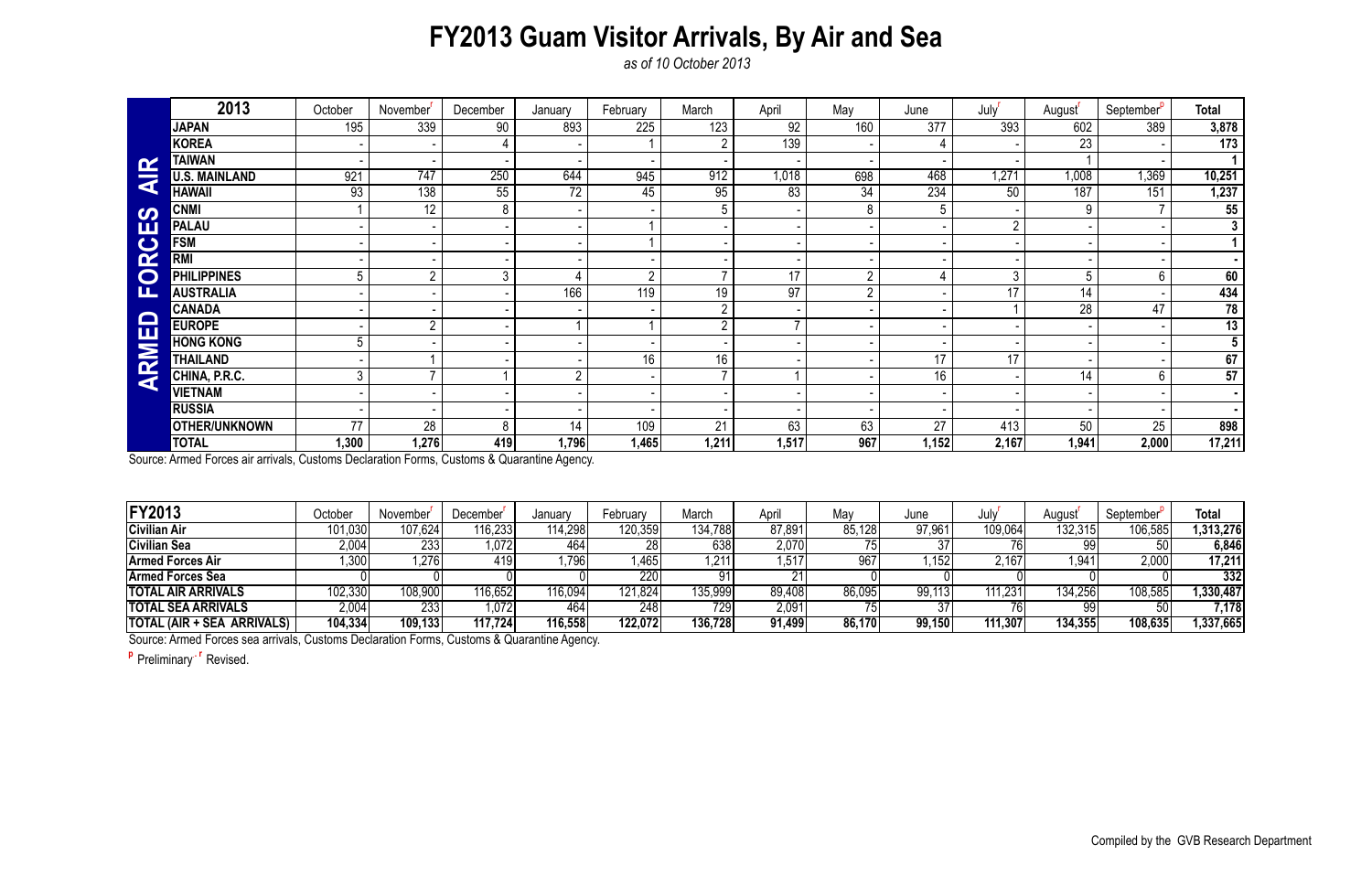# FY2013 Guam Visitor Arrivals, By Air and Sea

*as of 10 October 2013*

| | 2013 | October | November^r | December | January | February | March | April | May | June | July^r | August^r | September^p | Total |
|---|---|---|---|---|---|---|---|---|---|---|---|---|---|---|
| ARMED FORCES AIR | JAPAN | 195 | 339 | 90 | 893 | 225 | 123 | 92 | 160 | 377 | 393 | 602 | 389 | 3,878 |
| | KOREA | - | - | 4 | - | 1 | 2 | 139 | - | 4 | - | 23 | - | 173 |
| | TAIWAN | - | - | - | - | - | - | - | - | - | - | 1 | - | 1 |
| | U.S. MAINLAND | 921 | 747 | 250 | 644 | 945 | 912 | 1,018 | 698 | 468 | 1,271 | 1,008 | 1,369 | 10,251 |
| | HAWAII | 93 | 138 | 55 | 72 | 45 | 95 | 83 | 34 | 234 | 50 | 187 | 151 | 1,237 |
| | CNMI | 1 | 12 | 8 | - | - | 5 | - | 8 | 5 | - | 9 | 7 | 55 |
| | PALAU | - | - | - | - | 1 | - | - | - | - | 2 | - | - | 3 |
| | FSM | - | - | - | - | 1 | - | - | - | - | - | - | - | 1 |
| | RMI | - | - | - | - | - | - | - | - | - | - | - | - | - |
| | PHILIPPINES | 5 | 2 | 3 | 4 | 2 | 7 | 17 | 2 | 4 | 3 | 5 | 6 | 60 |
| | AUSTRALIA | - | - | - | 166 | 119 | 19 | 97 | 2 | - | 17 | 14 | - | 434 |
| | CANADA | - | - | - | - | - | 2 | - | - | - | 1 | 28 | 47 | 78 |
| | EUROPE | - | 2 | - | 1 | 1 | 2 | 7 | - | - | - | - | - | 13 |
| | HONG KONG | 5 | - | - | - | - | - | - | - | - | - | - | - | 5 |
| | THAILAND | - | 1 | - | - | 16 | 16 | - | - | 17 | 17 | - | - | 67 |
| | CHINA, P.R.C. | 3 | 7 | 1 | 2 | - | 7 | 1 | - | 16 | - | 14 | 6 | 57 |
| | VIETNAM | - | - | - | - | - | - | - | - | - | - | - | - | - |
| | RUSSIA | - | - | - | - | - | - | - | - | - | - | - | - | - |
| | OTHER/UNKNOWN | 77 | 28 | 8 | 14 | 109 | 21 | 63 | 63 | 27 | 413 | 50 | 25 | 898 |
| | TOTAL | 1,300 | 1,276 | 419 | 1,796 | 1,465 | 1,211 | 1,517 | 967 | 1,152 | 2,167 | 1,941 | 2,000 | 17,211 |

Source: Armed Forces air arrivals, Customs Declaration Forms, Customs & Quarantine Agency.

| FY2013 | October | November^r | December^r | January | February | March | April | May | June | July^r | August^r | September^p | Total |
|---|---|---|---|---|---|---|---|---|---|---|---|---|---|
| Civilian Air | 101,030 | 107,624 | 116,233 | 114,298 | 120,359 | 134,788 | 87,891 | 85,128 | 97,961 | 109,064 | 132,315 | 106,585 | 1,313,276 |
| Civilian Sea | 2,004 | 233 | 1,072 | 464 | 28 | 638 | 2,070 | 75 | 37 | 76 | 99 | 50 | 6,846 |
| Armed Forces Air | 1,300 | 1,276 | 419 | 1,796 | 1,465 | 1,211 | 1,517 | 967 | 1,152 | 2,167 | 1,941 | 2,000 | 17,211 |
| Armed Forces Sea | 0 | 0 | 0 | 0 | 220 | 91 | 21 | 0 | 0 | 0 | 0 | 0 | 332 |
| TOTAL AIR ARRIVALS | 102,330 | 108,900 | 116,652 | 116,094 | 121,824 | 135,999 | 89,408 | 86,095 | 99,113 | 111,231 | 134,256 | 108,585 | 1,330,487 |
| TOTAL SEA ARRIVALS | 2,004 | 233 | 1,072 | 464 | 248 | 729 | 2,091 | 75 | 37 | 76 | 99 | 50 | 7,178 |
| TOTAL (AIR + SEA ARRIVALS) | 104,334 | 109,133 | 117,724 | 116,558 | 122,072 | 136,728 | 91,499 | 86,170 | 99,150 | 111,307 | 134,355 | 108,635 | 1,337,665 |

Source: Armed Forces sea arrivals, Customs Declaration Forms, Customs & Quarantine Agency.

^p Preliminary ^r Revised.

Compiled by the GVB Research Department